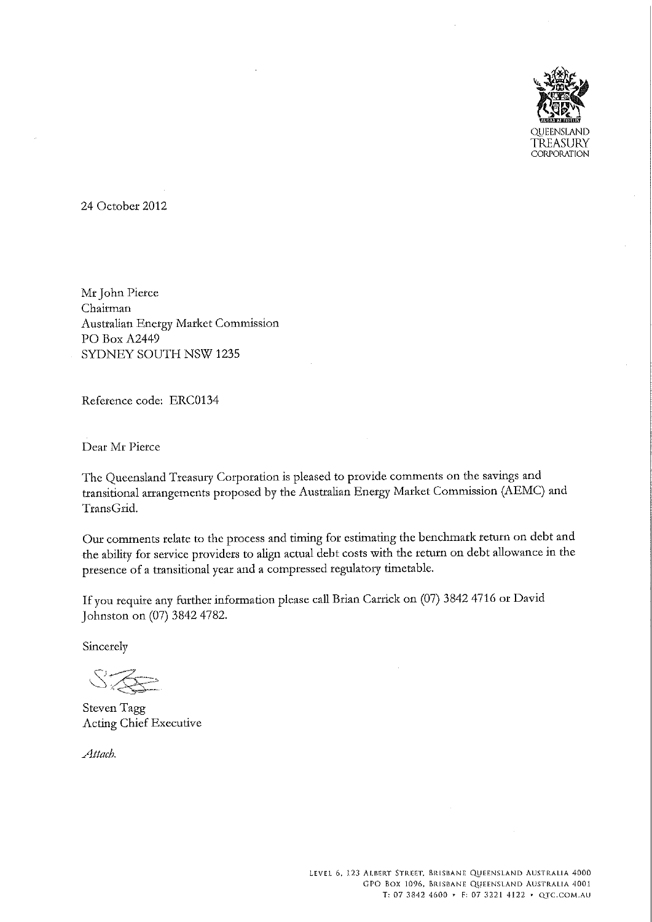QUEENSLAND
TREASURY
CORPORATION

24 October 2012

Mr John Pierce
Chairman
Australian Energy Market Commission
PO Box A2449
SYDNEY SOUTH NSW 1235

Reference code: ERC0134

Dear Mr Pierce

The Queensland Treasury Corporation is pleased to provide comments on the savings and transitional arrangements proposed by the Australian Energy Market Commission (AEMC) and TransGrid.

Our comments relate to the process and timing for estimating the benchmark return on debt and the ability for service providers to align actual debt costs with the return on debt allowance in the presence of a transitional year and a compressed regulatory timetable.

If you require any further information please call Brian Carrick on (07) 3842 4716 or David Johnston on (07) 3842 4782.

Sincerely

Steven Tagg
Acting Chief Executive

*Attach.*

LEVEL 6, 123 ALBERT STREET, BRISBANE QUEENSLAND AUSTRALIA 4000
GPO BOX 1096, BRISBANE QUEENSLAND AUSTRALIA 4001
T: 07 3842 4600 • F: 07 3221 4122 • QTC.COM.AU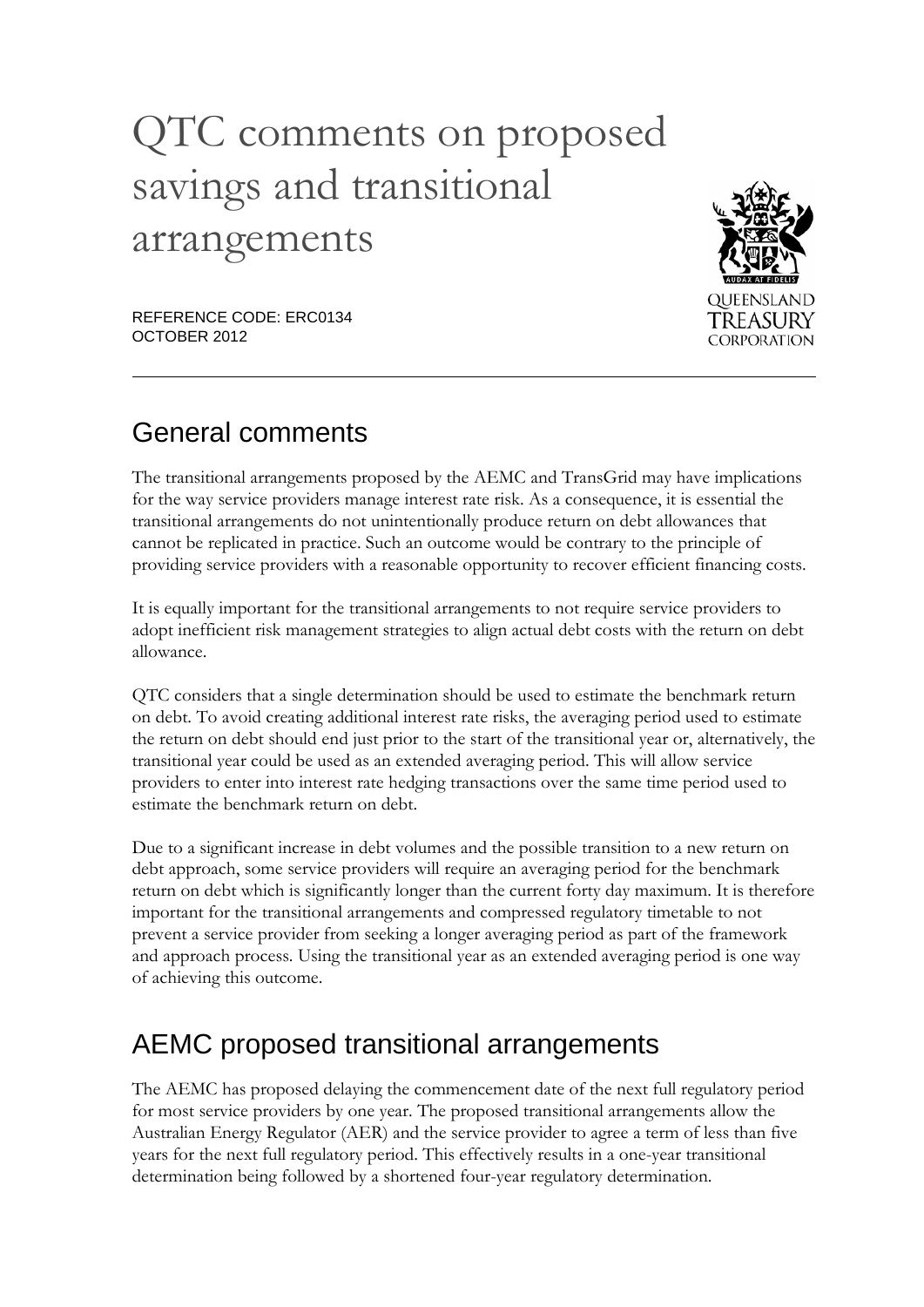# QTC comments on proposed savings and transitional arrangements

REFERENCE CODE: ERC0134
OCTOBER 2012

## General comments

The transitional arrangements proposed by the AEMC and TransGrid may have implications for the way service providers manage interest rate risk. As a consequence, it is essential the transitional arrangements do not unintentionally produce return on debt allowances that cannot be replicated in practice. Such an outcome would be contrary to the principle of providing service providers with a reasonable opportunity to recover efficient financing costs.

It is equally important for the transitional arrangements to not require service providers to adopt inefficient risk management strategies to align actual debt costs with the return on debt allowance.

QTC considers that a single determination should be used to estimate the benchmark return on debt. To avoid creating additional interest rate risks, the averaging period used to estimate the return on debt should end just prior to the start of the transitional year or, alternatively, the transitional year could be used as an extended averaging period. This will allow service providers to enter into interest rate hedging transactions over the same time period used to estimate the benchmark return on debt.

Due to a significant increase in debt volumes and the possible transition to a new return on debt approach, some service providers will require an averaging period for the benchmark return on debt which is significantly longer than the current forty day maximum. It is therefore important for the transitional arrangements and compressed regulatory timetable to not prevent a service provider from seeking a longer averaging period as part of the framework and approach process. Using the transitional year as an extended averaging period is one way of achieving this outcome.

## AEMC proposed transitional arrangements

The AEMC has proposed delaying the commencement date of the next full regulatory period for most service providers by one year. The proposed transitional arrangements allow the Australian Energy Regulator (AER) and the service provider to agree a term of less than five years for the next full regulatory period. This effectively results in a one-year transitional determination being followed by a shortened four-year regulatory determination.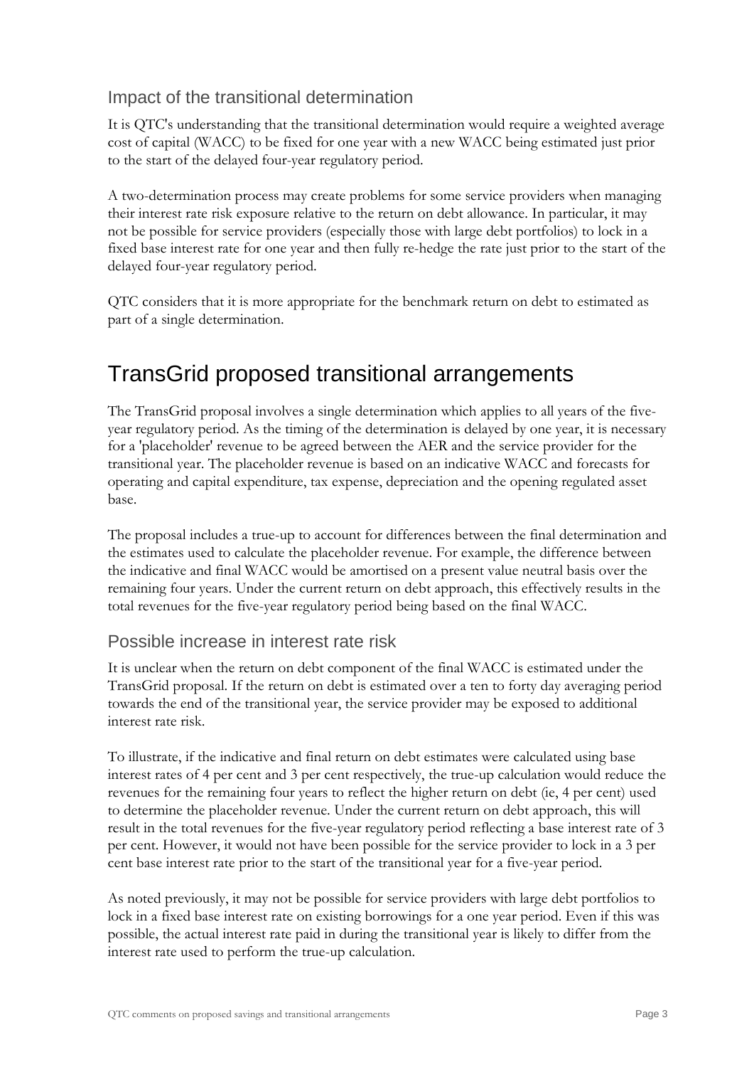### Impact of the transitional determination

It is QTC's understanding that the transitional determination would require a weighted average cost of capital (WACC) to be fixed for one year with a new WACC being estimated just prior to the start of the delayed four-year regulatory period.

A two-determination process may create problems for some service providers when managing their interest rate risk exposure relative to the return on debt allowance. In particular, it may not be possible for service providers (especially those with large debt portfolios) to lock in a fixed base interest rate for one year and then fully re-hedge the rate just prior to the start of the delayed four-year regulatory period.

QTC considers that it is more appropriate for the benchmark return on debt to estimated as part of a single determination.

## TransGrid proposed transitional arrangements

The TransGrid proposal involves a single determination which applies to all years of the five-year regulatory period. As the timing of the determination is delayed by one year, it is necessary for a 'placeholder' revenue to be agreed between the AER and the service provider for the transitional year. The placeholder revenue is based on an indicative WACC and forecasts for operating and capital expenditure, tax expense, depreciation and the opening regulated asset base.

The proposal includes a true-up to account for differences between the final determination and the estimates used to calculate the placeholder revenue. For example, the difference between the indicative and final WACC would be amortised on a present value neutral basis over the remaining four years. Under the current return on debt approach, this effectively results in the total revenues for the five-year regulatory period being based on the final WACC.

### Possible increase in interest rate risk

It is unclear when the return on debt component of the final WACC is estimated under the TransGrid proposal. If the return on debt is estimated over a ten to forty day averaging period towards the end of the transitional year, the service provider may be exposed to additional interest rate risk.

To illustrate, if the indicative and final return on debt estimates were calculated using base interest rates of 4 per cent and 3 per cent respectively, the true-up calculation would reduce the revenues for the remaining four years to reflect the higher return on debt (ie, 4 per cent) used to determine the placeholder revenue. Under the current return on debt approach, this will result in the total revenues for the five-year regulatory period reflecting a base interest rate of 3 per cent. However, it would not have been possible for the service provider to lock in a 3 per cent base interest rate prior to the start of the transitional year for a five-year period.

As noted previously, it may not be possible for service providers with large debt portfolios to lock in a fixed base interest rate on existing borrowings for a one year period. Even if this was possible, the actual interest rate paid in during the transitional year is likely to differ from the interest rate used to perform the true-up calculation.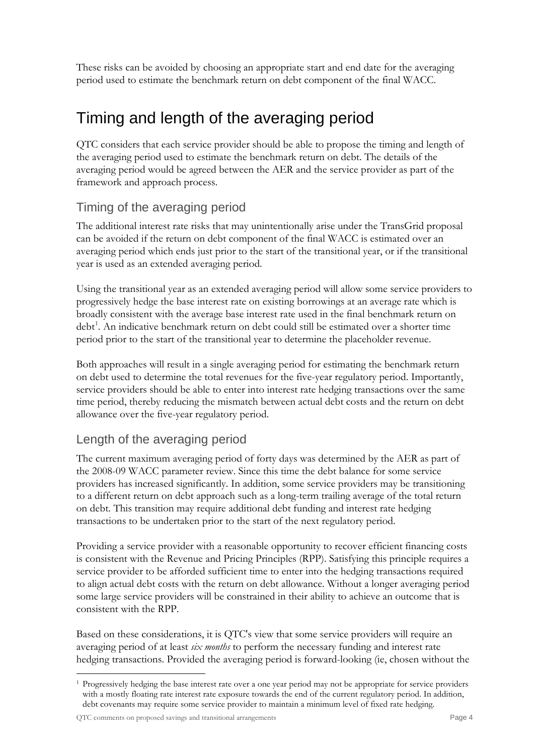These risks can be avoided by choosing an appropriate start and end date for the averaging period used to estimate the benchmark return on debt component of the final WACC.

# Timing and length of the averaging period

QTC considers that each service provider should be able to propose the timing and length of the averaging period used to estimate the benchmark return on debt. The details of the averaging period would be agreed between the AER and the service provider as part of the framework and approach process.

## Timing of the averaging period

The additional interest rate risks that may unintentionally arise under the TransGrid proposal can be avoided if the return on debt component of the final WACC is estimated over an averaging period which ends just prior to the start of the transitional year, or if the transitional year is used as an extended averaging period.

Using the transitional year as an extended averaging period will allow some service providers to progressively hedge the base interest rate on existing borrowings at an average rate which is broadly consistent with the average base interest rate used in the final benchmark return on debt[1]. An indicative benchmark return on debt could still be estimated over a shorter time period prior to the start of the transitional year to determine the placeholder revenue.

Both approaches will result in a single averaging period for estimating the benchmark return on debt used to determine the total revenues for the five-year regulatory period. Importantly, service providers should be able to enter into interest rate hedging transactions over the same time period, thereby reducing the mismatch between actual debt costs and the return on debt allowance over the five-year regulatory period.

## Length of the averaging period

The current maximum averaging period of forty days was determined by the AER as part of the 2008-09 WACC parameter review. Since this time the debt balance for some service providers has increased significantly. In addition, some service providers may be transitioning to a different return on debt approach such as a long-term trailing average of the total return on debt. This transition may require additional debt funding and interest rate hedging transactions to be undertaken prior to the start of the next regulatory period.

Providing a service provider with a reasonable opportunity to recover efficient financing costs is consistent with the Revenue and Pricing Principles (RPP). Satisfying this principle requires a service provider to be afforded sufficient time to enter into the hedging transactions required to align actual debt costs with the return on debt allowance. Without a longer averaging period some large service providers will be constrained in their ability to achieve an outcome that is consistent with the RPP.

Based on these considerations, it is QTC's view that some service providers will require an averaging period of at least *six months* to perform the necessary funding and interest rate hedging transactions. Provided the averaging period is forward-looking (ie, chosen without the

[1] Progressively hedging the base interest rate over a one year period may not be appropriate for service providers with a mostly floating rate interest rate exposure towards the end of the current regulatory period. In addition, debt covenants may require some service provider to maintain a minimum level of fixed rate hedging.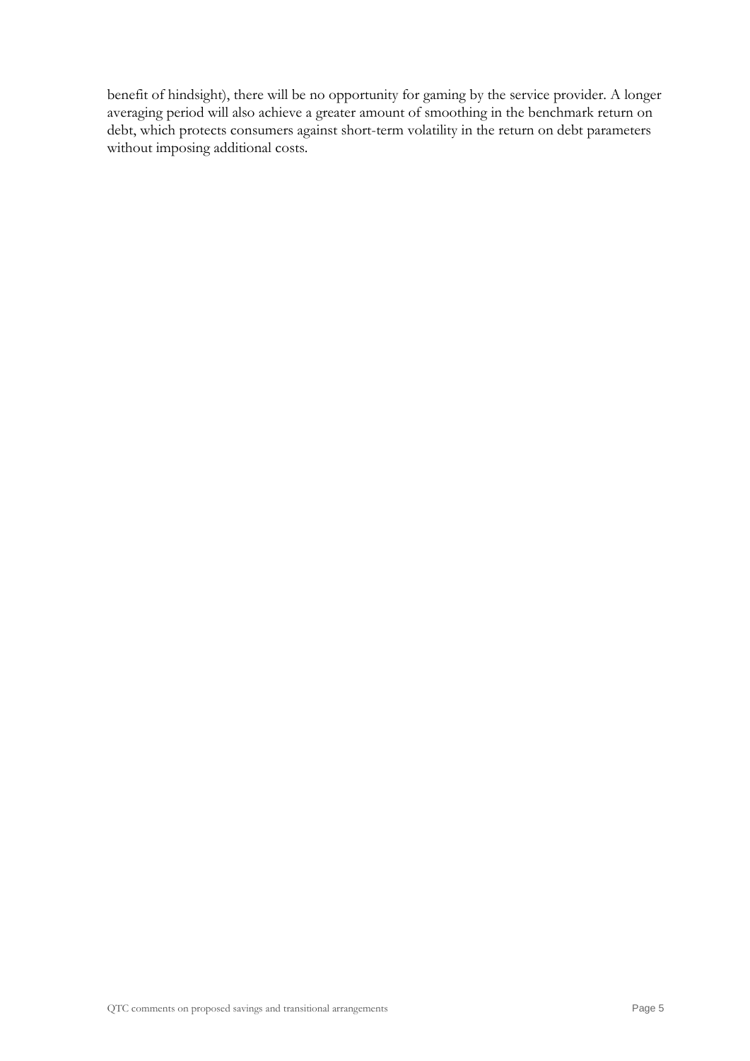benefit of hindsight), there will be no opportunity for gaming by the service provider. A longer averaging period will also achieve a greater amount of smoothing in the benchmark return on debt, which protects consumers against short-term volatility in the return on debt parameters without imposing additional costs.